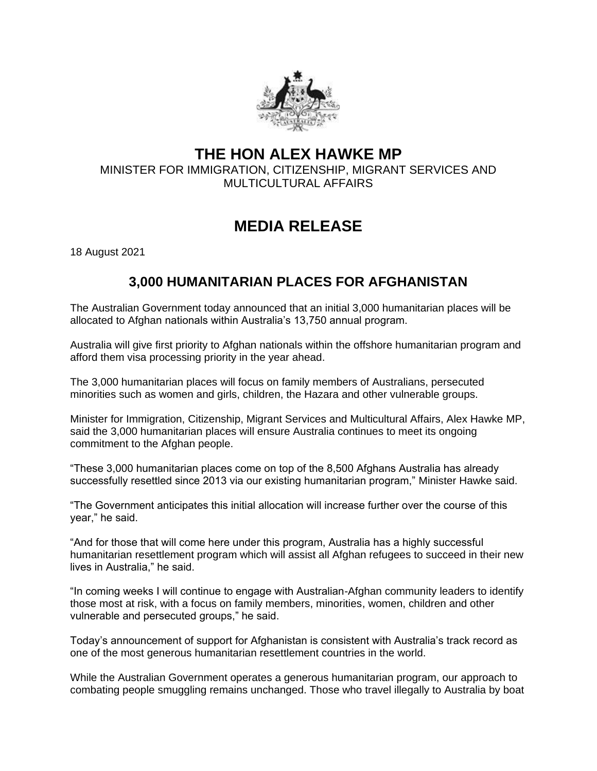# THE HON ALEX HAWKE MP

MINISTER FOR IMMIGRATION, CITIZENSHIP, MIGRANT SERVICES AND MULTICULTURAL AFFAIRS

# MEDIA RELEASE

18 August 2021

## 3,000 HUMANITARIAN PLACES FOR AFGHANISTAN

The Australian Government today announced that an initial 3,000 humanitarian places will be allocated to Afghan nationals within Australia's 13,750 annual program.

Australia will give first priority to Afghan nationals within the offshore humanitarian program and afford them visa processing priority in the year ahead.

The 3,000 humanitarian places will focus on family members of Australians, persecuted minorities such as women and girls, children, the Hazara and other vulnerable groups.

Minister for Immigration, Citizenship, Migrant Services and Multicultural Affairs, Alex Hawke MP, said the 3,000 humanitarian places will ensure Australia continues to meet its ongoing commitment to the Afghan people.

"These 3,000 humanitarian places come on top of the 8,500 Afghans Australia has already successfully resettled since 2013 via our existing humanitarian program," Minister Hawke said.

"The Government anticipates this initial allocation will increase further over the course of this year," he said.

"And for those that will come here under this program, Australia has a highly successful humanitarian resettlement program which will assist all Afghan refugees to succeed in their new lives in Australia," he said.

"In coming weeks I will continue to engage with Australian-Afghan community leaders to identify those most at risk, with a focus on family members, minorities, women, children and other vulnerable and persecuted groups," he said.

Today's announcement of support for Afghanistan is consistent with Australia's track record as one of the most generous humanitarian resettlement countries in the world.

While the Australian Government operates a generous humanitarian program, our approach to combating people smuggling remains unchanged. Those who travel illegally to Australia by boat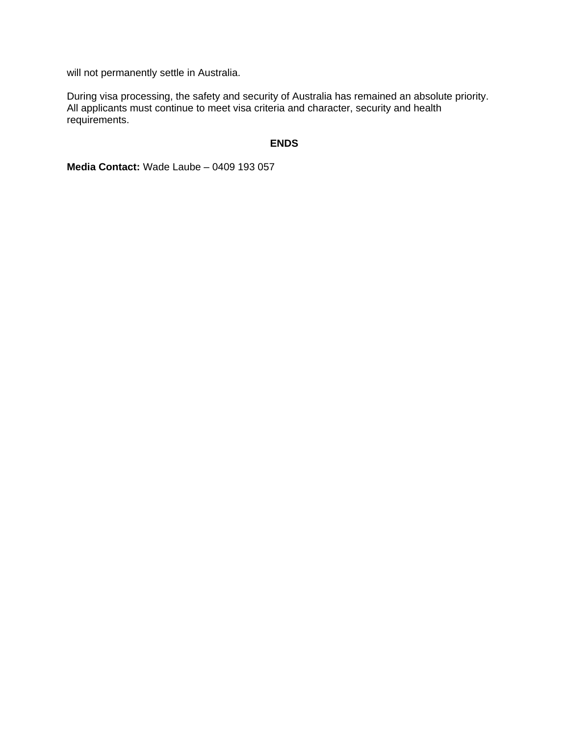will not permanently settle in Australia.

During visa processing, the safety and security of Australia has remained an absolute priority. All applicants must continue to meet visa criteria and character, security and health requirements.

**ENDS**

**Media Contact:** Wade Laube – 0409 193 057